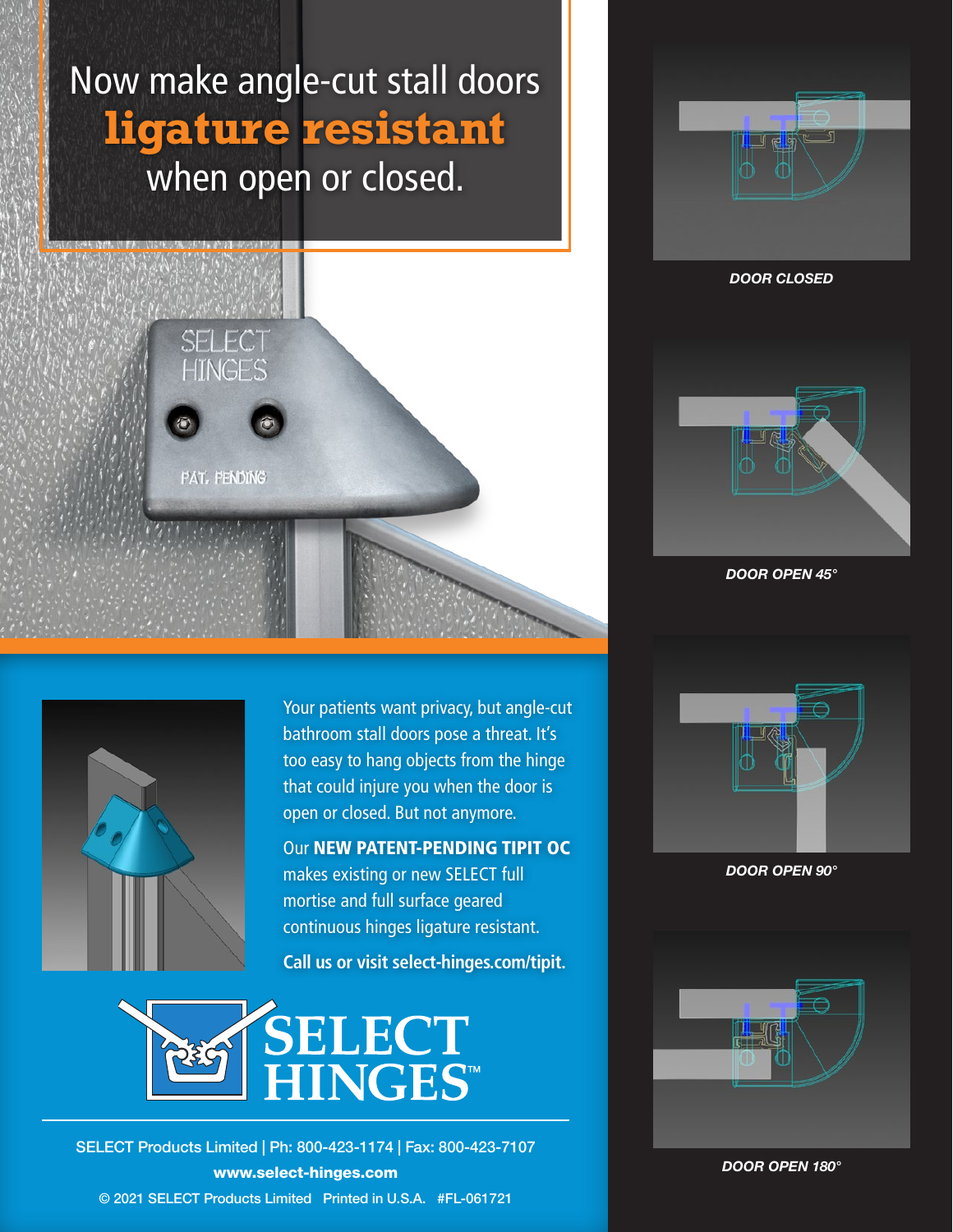# Now make angle-cut stall doors **ligature resistant** when open or closed.

*DOOR CLOSED*

*DOOR OPEN 45°*

*DOOR OPEN 90°*

*DOOR OPEN 180°*

Your patients want privacy, but angle-cut bathroom stall doors pose a threat. It's too easy to hang objects from the hinge that could injure you when the door is open or closed. But not anymore.

Our **NEW PATENT-PENDING TIPIT OC** makes existing or new SELECT full mortise and full surface geared continuous hinges ligature resistant.

**Call us or visit select-hinges.com/tipit.**

SELECT HINGES™

SELECT Products Limited | Ph: 800-423-1174 | Fax: 800-423-7107

**www.select-hinges.com**

© 2021 SELECT Products Limited Printed in U.S.A. #FL-061721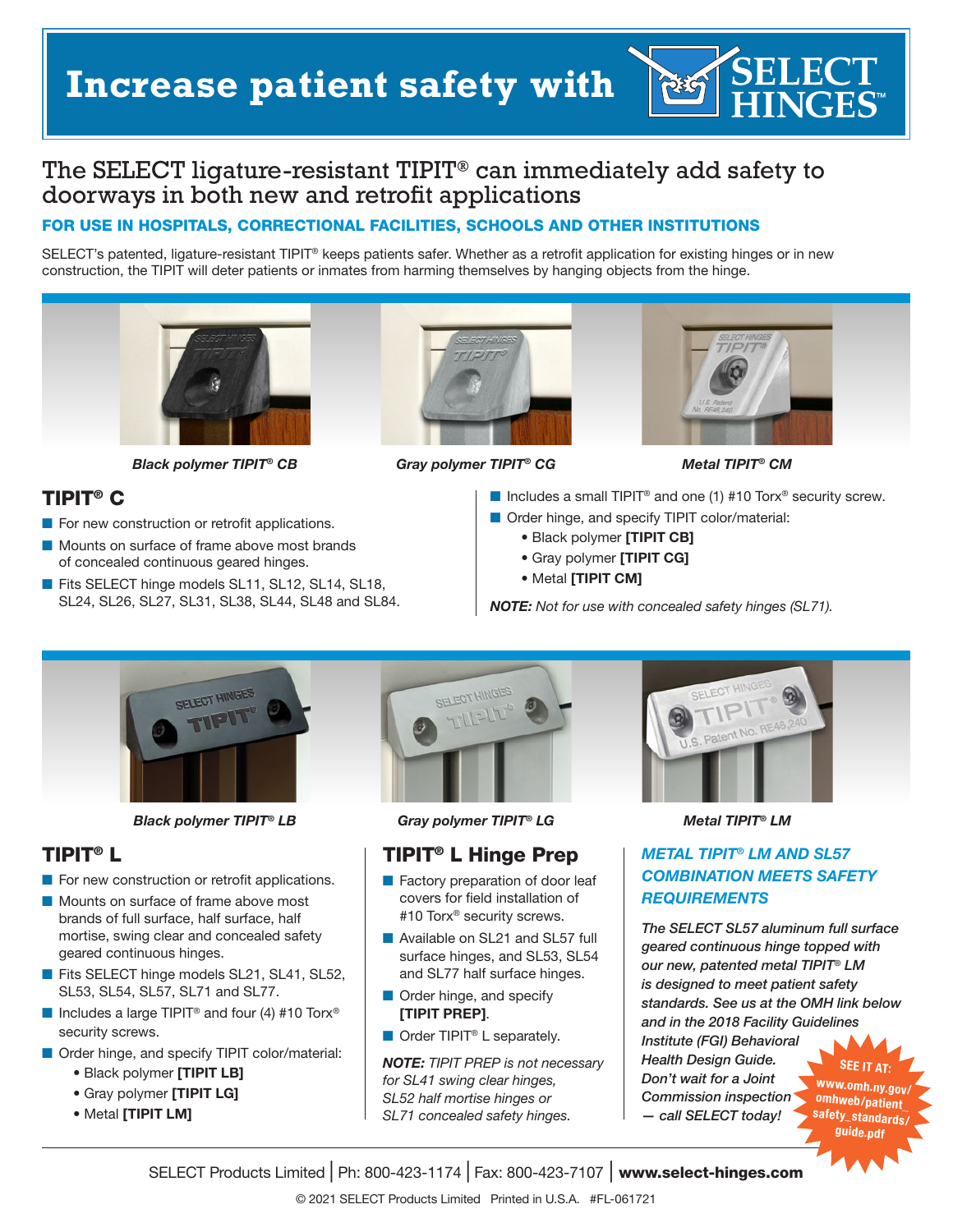# Increase patient safety with SELECT HINGES™

## The SELECT ligature-resistant TIPIT® can immediately add safety to doorways in both new and retrofit applications

**FOR USE IN HOSPITALS, CORRECTIONAL FACILITIES, SCHOOLS AND OTHER INSTITUTIONS**

SELECT's patented, ligature-resistant TIPIT® keeps patients safer. Whether as a retrofit application for existing hinges or in new construction, the TIPIT will deter patients or inmates from harming themselves by hanging objects from the hinge.

*Black polymer TIPIT® CB*

*Gray polymer TIPIT® CG*

*Metal TIPIT® CM*

## TIPIT® C

- For new construction or retrofit applications.
- Mounts on surface of frame above most brands of concealed continuous geared hinges.
- Fits SELECT hinge models SL11, SL12, SL14, SL18, SL24, SL26, SL27, SL31, SL38, SL44, SL48 and SL84.
- Includes a small TIPIT® and one (1) #10 Torx® security screw.
- Order hinge, and specify TIPIT color/material:
  - Black polymer **[TIPIT CB]**
  - Gray polymer **[TIPIT CG]**
  - Metal **[TIPIT CM]**

***NOTE:*** *Not for use with concealed safety hinges (SL71).*

*Black polymer TIPIT® LB*

*Gray polymer TIPIT® LG*

*Metal TIPIT® LM*

## TIPIT® L

- For new construction or retrofit applications.
- Mounts on surface of frame above most brands of full surface, half surface, half mortise, swing clear and concealed safety geared continuous hinges.
- Fits SELECT hinge models SL21, SL41, SL52, SL53, SL54, SL57, SL71 and SL77.
- Includes a large TIPIT® and four (4) #10 Torx® security screws.
- Order hinge, and specify TIPIT color/material:
  - Black polymer **[TIPIT LB]**
  - Gray polymer **[TIPIT LG]**
  - Metal **[TIPIT LM]**

## TIPIT® L Hinge Prep

- Factory preparation of door leaf covers for field installation of #10 Torx® security screws.
- Available on SL21 and SL57 full surface hinges, and SL53, SL54 and SL77 half surface hinges.
- Order hinge, and specify **[TIPIT PREP]**.
- Order TIPIT® L separately.

***NOTE:*** *TIPIT PREP is not necessary for SL41 swing clear hinges, SL52 half mortise hinges or SL71 concealed safety hinges.*

### *METAL TIPIT® LM AND SL57 COMBINATION MEETS SAFETY REQUIREMENTS*

*The SELECT SL57 aluminum full surface geared continuous hinge topped with our new, patented metal TIPIT® LM is designed to meet patient safety standards. See us at the OMH link below and in the 2018 Facility Guidelines Institute (FGI) Behavioral Health Design Guide. Don't wait for a Joint Commission inspection — call SELECT today!*

**SEE IT AT: www.omh.ny.gov/omhweb/patient_safety_standards/guide.pdf**

SELECT Products Limited | Ph: 800-423-1174 | Fax: 800-423-7107 | **www.select-hinges.com**

© 2021 SELECT Products Limited Printed in U.S.A. #FL-061721